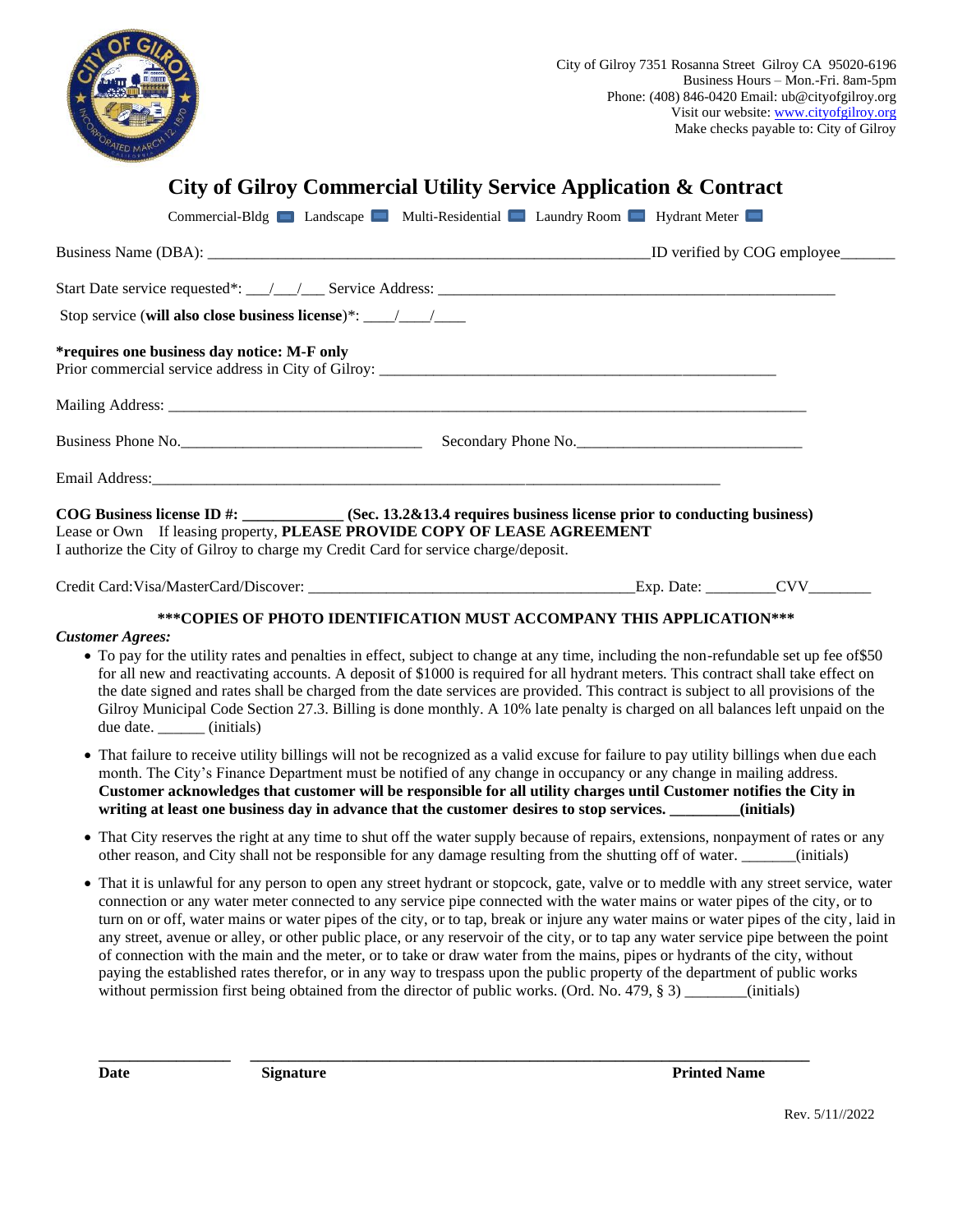City of Gilroy 7351 Rosanna Street Gilroy CA 95020-6196
Business Hours – Mon.-Fri. 8am-5pm
Phone: (408) 846-0420 Email: ub@cityofgilroy.org
Visit our website: www.cityofgilroy.org
Make checks payable to: City of Gilroy

# City of Gilroy Commercial Utility Service Application & Contract

Commercial-Bldg ☐ Landscape ☐ Multi-Residential ☐ Laundry Room ☐ Hydrant Meter ☐

Business Name (DBA): ________________________________________________________ID verified by COG employee_______

Start Date service requested*: ___/___/___ Service Address: ____________________________________________________

Stop service (**will also close business license**)*: ____/____/____

***requires one business day notice: M-F only**
Prior commercial service address in City of Gilroy: ____________________________________________________

Mailing Address: ____________________________________________________________________________________

Business Phone No.______________________________ Secondary Phone No.____________________________

Email Address:__________________________________________________________________________

**COG Business license ID #: _____________ (Sec. 13.2&13.4 requires business license prior to conducting business)**
Lease or Own If leasing property, **PLEASE PROVIDE COPY OF LEASE AGREEMENT**
I authorize the City of Gilroy to charge my Credit Card for service charge/deposit.

Credit Card:Visa/MasterCard/Discover: __________________________________________Exp. Date: ________CVV________

**\*\*\*COPIES OF PHOTO IDENTIFICATION MUST ACCOMPANY THIS APPLICATION\*\*\***

***Customer Agrees:***

- To pay for the utility rates and penalties in effect, subject to change at any time, including the non-refundable set up fee of$50 for all new and reactivating accounts. A deposit of $1000 is required for all hydrant meters. This contract shall take effect on the date signed and rates shall be charged from the date services are provided. This contract is subject to all provisions of the Gilroy Municipal Code Section 27.3. Billing is done monthly. A 10% late penalty is charged on all balances left unpaid on the due date. ______ (initials)
- That failure to receive utility billings will not be recognized as a valid excuse for failure to pay utility billings when due each month. The City's Finance Department must be notified of any change in occupancy or any change in mailing address. **Customer acknowledges that customer will be responsible for all utility charges until Customer notifies the City in writing at least one business day in advance that the customer desires to stop services. _________(initials)**
- That City reserves the right at any time to shut off the water supply because of repairs, extensions, nonpayment of rates or any other reason, and City shall not be responsible for any damage resulting from the shutting off of water. _______(initials)
- That it is unlawful for any person to open any street hydrant or stopcock, gate, valve or to meddle with any street service, water connection or any water meter connected to any service pipe connected with the water mains or water pipes of the city, or to turn on or off, water mains or water pipes of the city, or to tap, break or injure any water mains or water pipes of the city, laid in any street, avenue or alley, or other public place, or any reservoir of the city, or to tap any water service pipe between the point of connection with the main and the meter, or to take or draw water from the mains, pipes or hydrants of the city, without paying the established rates therefor, or in any way to trespass upon the public property of the department of public works without permission first being obtained from the director of public works. (Ord. No. 479, § 3) ________(initials)

________________ ____________________________________________________________________

**Date** **Signature** **Printed Name**

Rev. 5/11//2022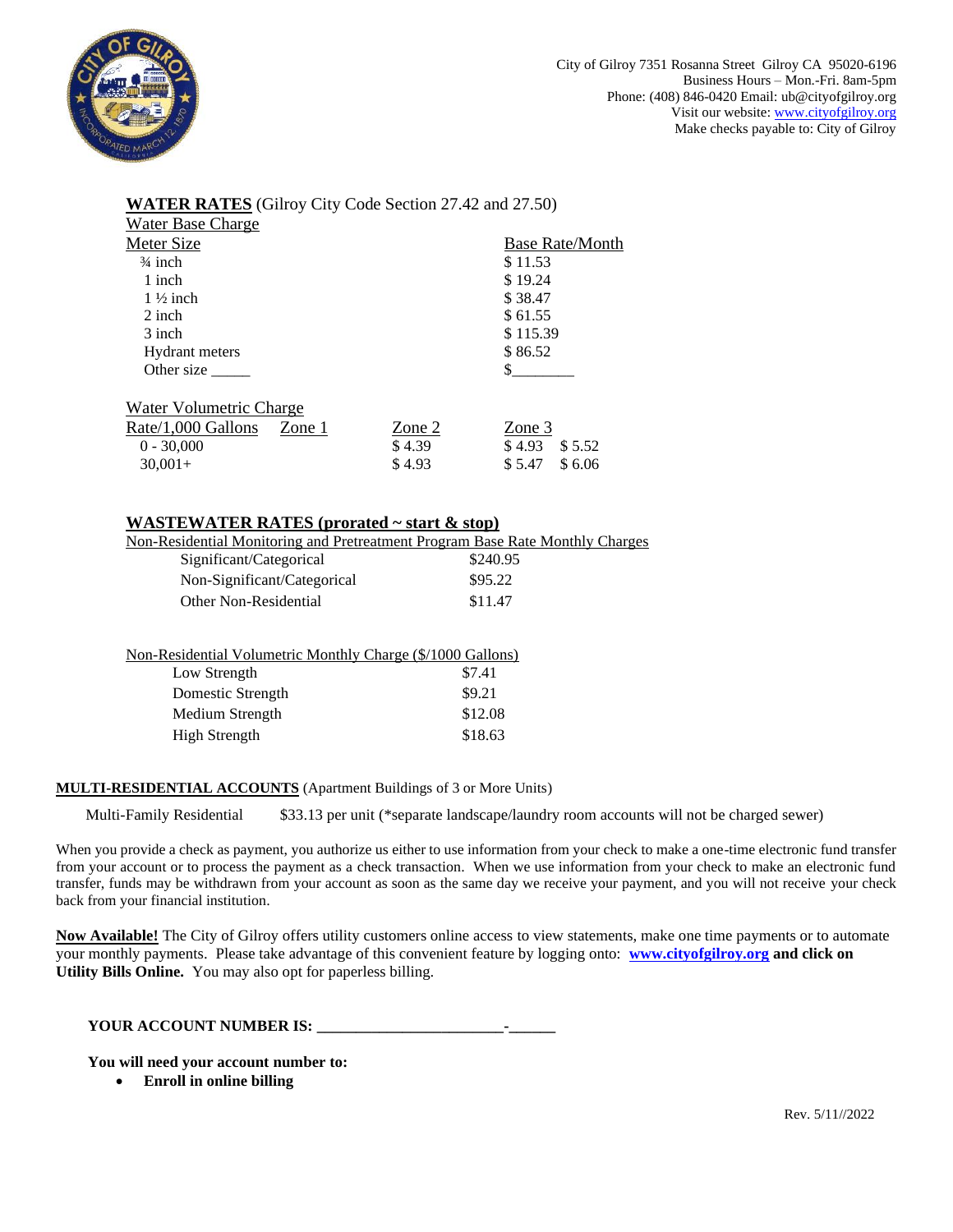City of Gilroy 7351 Rosanna Street Gilroy CA 95020-6196
Business Hours – Mon.-Fri. 8am-5pm
Phone: (408) 846-0420 Email: ub@cityofgilroy.org
Visit our website: www.cityofgilroy.org
Make checks payable to: City of Gilroy

## WATER RATES (Gilroy City Code Section 27.42 and 27.50)

Water Base Charge

| Meter Size | Base Rate/Month |
|---|---|
| ¾ inch | $ 11.53 |
| 1 inch | $ 19.24 |
| 1 ½ inch | $ 38.47 |
| 2 inch | $ 61.55 |
| 3 inch | $ 115.39 |
| Hydrant meters | $ 86.52 |
| Other size _____ | $________ |

Water Volumetric Charge

| Rate/1,000 Gallons | Zone 1 | Zone 2 | Zone 3 |
|---|---|---|---|
| 0 - 30,000 | $ 4.39 | $ 4.93 | $ 5.52 |
| 30,001+ | $ 4.93 | $ 5.47 | $ 6.06 |

## WASTEWATER RATES (prorated ~ start & stop)

Non-Residential Monitoring and Pretreatment Program Base Rate Monthly Charges

| | |
|---|---|
| Significant/Categorical | $240.95 |
| Non-Significant/Categorical | $95.22 |
| Other Non-Residential | $11.47 |

Non-Residential Volumetric Monthly Charge ($/1000 Gallons)

| | |
|---|---|
| Low Strength | $7.41 |
| Domestic Strength | $9.21 |
| Medium Strength | $12.08 |
| High Strength | $18.63 |

**MULTI-RESIDENTIAL ACCOUNTS** (Apartment Buildings of 3 or More Units)

Multi-Family Residential $33.13 per unit (*separate landscape/laundry room accounts will not be charged sewer)

When you provide a check as payment, you authorize us either to use information from your check to make a one-time electronic fund transfer from your account or to process the payment as a check transaction. When we use information from your check to make an electronic fund transfer, funds may be withdrawn from your account as soon as the same day we receive your payment, and you will not receive your check back from your financial institution.

**Now Available!** The City of Gilroy offers utility customers online access to view statements, make one time payments or to automate your monthly payments. Please take advantage of this convenient feature by logging onto: **www.cityofgilroy.org and click on Utility Bills Online.** You may also opt for paperless billing.

**YOUR ACCOUNT NUMBER IS: _______________________-______**

**You will need your account number to:**

- **Enroll in online billing**

Rev. 5/11//2022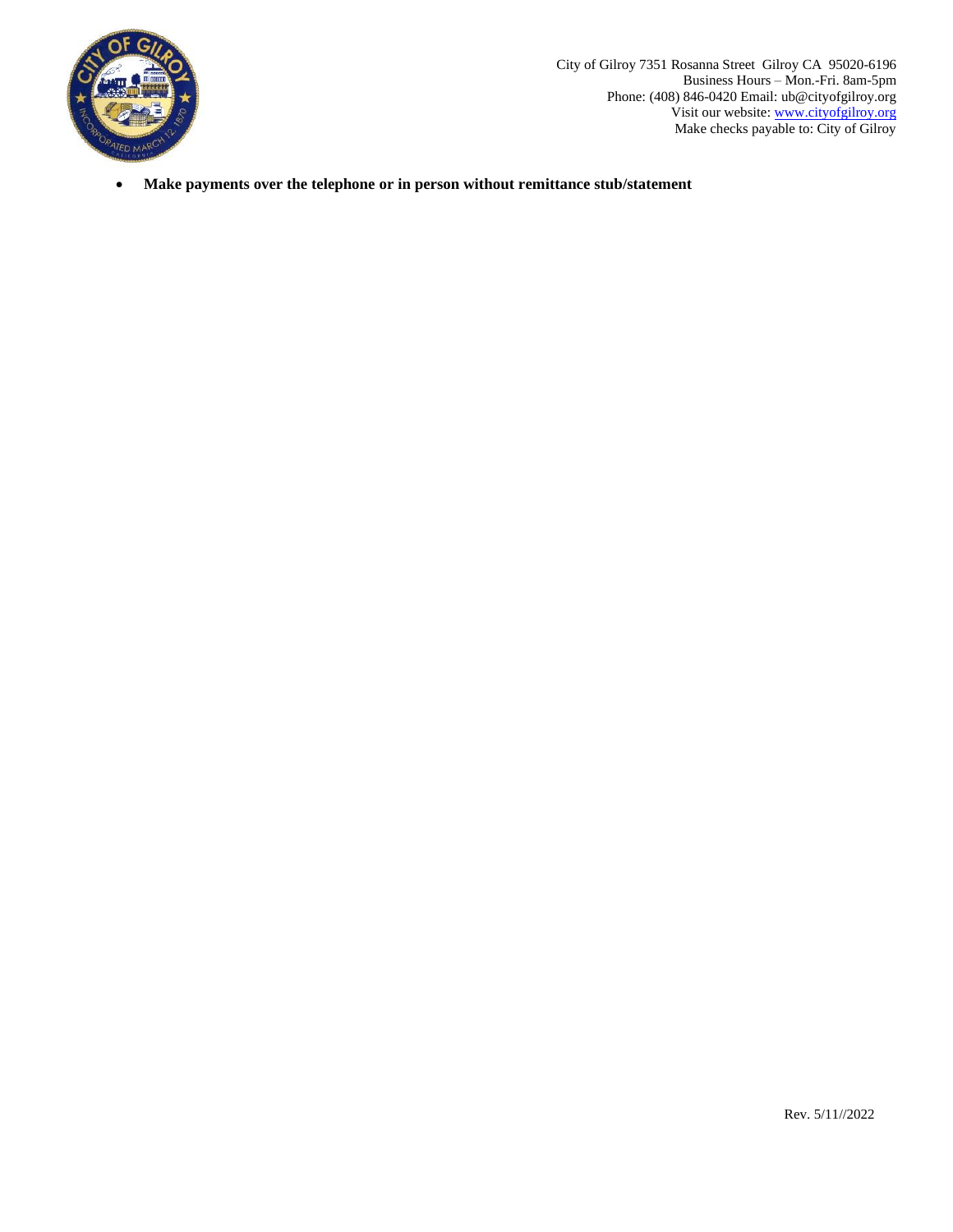City of Gilroy 7351 Rosanna Street Gilroy CA 95020-6196
Business Hours – Mon.-Fri. 8am-5pm
Phone: (408) 846-0420 Email: ub@cityofgilroy.org
Visit our website: www.cityofgilroy.org
Make checks payable to: City of Gilroy

- **Make payments over the telephone or in person without remittance stub/statement**

Rev. 5/11//2022